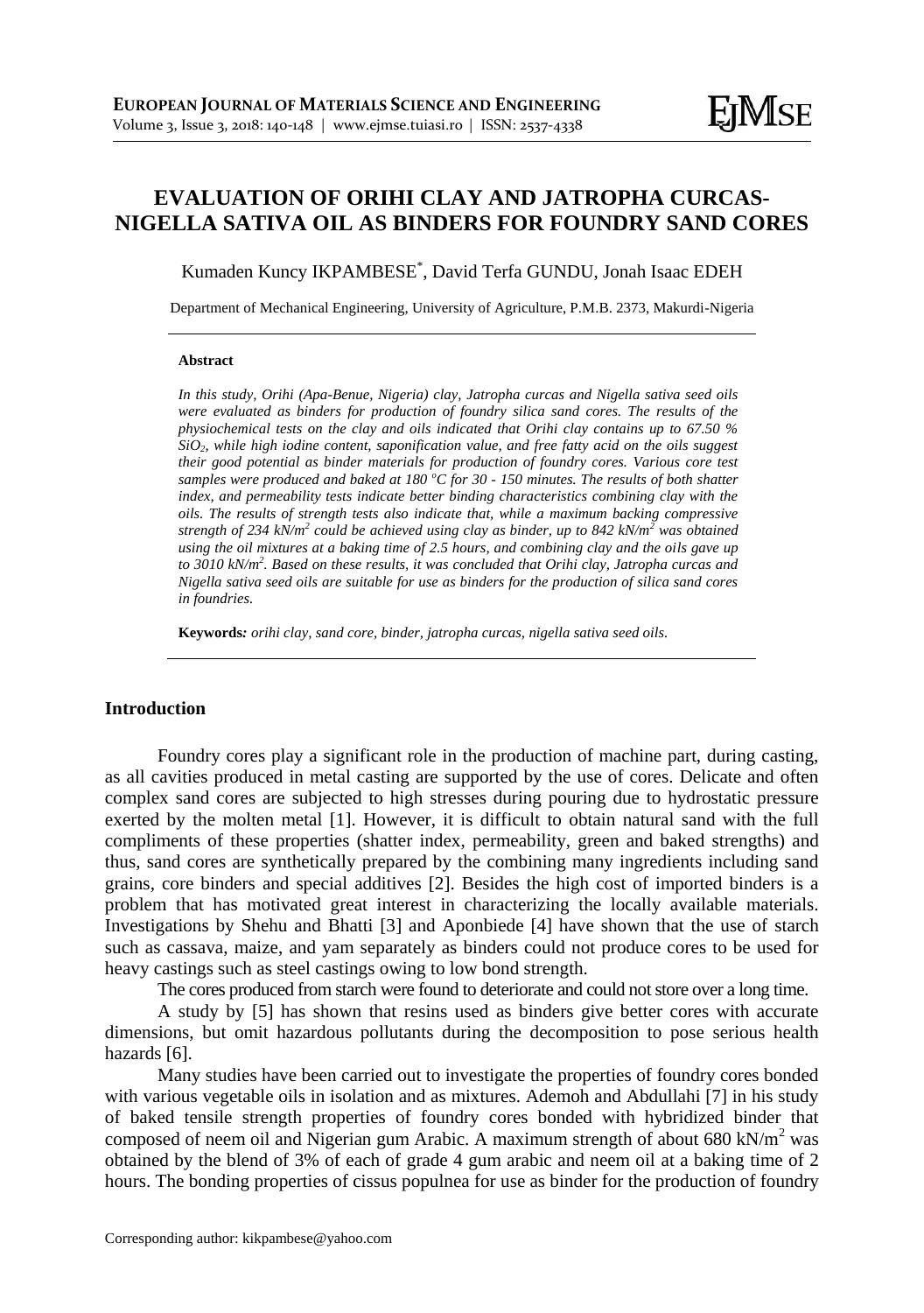# EVALUATION OF ORIHI CLAY AND JATROPHA CURCAS-NIGELLA SATIVA OIL AS BINDERS FOR FOUNDRY SAND CORES

Kumaden Kuncy IKPAMBESE[*], David Terfa GUNDU, Jonah Isaac EDEH

Department of Mechanical Engineering, University of Agriculture, P.M.B. 2373, Makurdi-Nigeria

---

**Abstract**

*In this study, Orihi (Apa-Benue, Nigeria) clay, Jatropha curcas and Nigella sativa seed oils were evaluated as binders for production of foundry silica sand cores. The results of the physiochemical tests on the clay and oils indicated that Orihi clay contains up to 67.50 % $SiO_2$, while high iodine content, saponification value, and free fatty acid on the oils suggest their good potential as binder materials for production of foundry cores. Various core test samples were produced and baked at 180 °C for 30 - 150 minutes. The results of both shatter index, and permeability tests indicate better binding characteristics combining clay with the oils. The results of strength tests also indicate that, while a maximum backing compressive strength of 234 kN/m² could be achieved using clay as binder, up to 842 kN/m² was obtained using the oil mixtures at a baking time of 2.5 hours, and combining clay and the oils gave up to 3010 kN/m². Based on these results, it was concluded that Orihi clay, Jatropha curcas and Nigella sativa seed oils are suitable for use as binders for the production of silica sand cores in foundries.*

**Keywords:** *orihi clay, sand core, binder, jatropha curcas, nigella sativa seed oils.*

---

## Introduction

Foundry cores play a significant role in the production of machine part, during casting, as all cavities produced in metal casting are supported by the use of cores. Delicate and often complex sand cores are subjected to high stresses during pouring due to hydrostatic pressure exerted by the molten metal [1]. However, it is difficult to obtain natural sand with the full compliments of these properties (shatter index, permeability, green and baked strengths) and thus, sand cores are synthetically prepared by the combining many ingredients including sand grains, core binders and special additives [2]. Besides the high cost of imported binders is a problem that has motivated great interest in characterizing the locally available materials. Investigations by Shehu and Bhatti [3] and Aponbiede [4] have shown that the use of starch such as cassava, maize, and yam separately as binders could not produce cores to be used for heavy castings such as steel castings owing to low bond strength.

The cores produced from starch were found to deteriorate and could not store over a long time.

A study by [5] has shown that resins used as binders give better cores with accurate dimensions, but omit hazardous pollutants during the decomposition to pose serious health hazards [6].

Many studies have been carried out to investigate the properties of foundry cores bonded with various vegetable oils in isolation and as mixtures. Ademoh and Abdullahi [7] in his study of baked tensile strength properties of foundry cores bonded with hybridized binder that composed of neem oil and Nigerian gum Arabic. A maximum strength of about 680 kN/m² was obtained by the blend of 3% of each of grade 4 gum arabic and neem oil at a baking time of 2 hours. The bonding properties of cissus populnea for use as binder for the production of foundry

Corresponding author: kikpambese@yahoo.com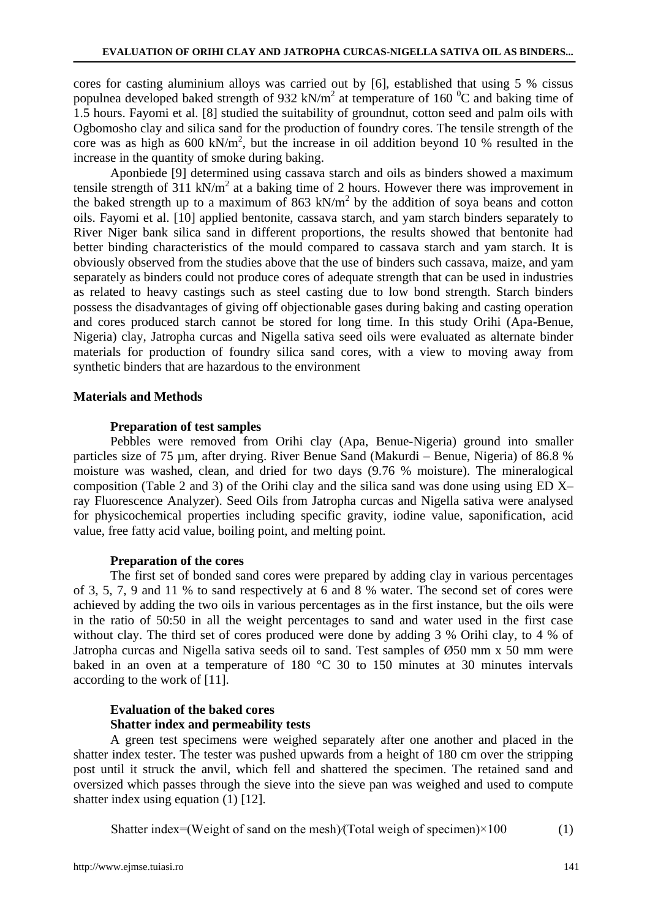cores for casting aluminium alloys was carried out by [6], established that using 5 % cissus populnea developed baked strength of 932 kN/m$^2$ at temperature of 160 $^0$C and baking time of 1.5 hours. Fayomi et al. [8] studied the suitability of groundnut, cotton seed and palm oils with Ogbomosho clay and silica sand for the production of foundry cores. The tensile strength of the core was as high as 600 kN/m$^2$, but the increase in oil addition beyond 10 % resulted in the increase in the quantity of smoke during baking.

Aponbiede [9] determined using cassava starch and oils as binders showed a maximum tensile strength of 311 kN/m$^2$ at a baking time of 2 hours. However there was improvement in the baked strength up to a maximum of 863 kN/m$^2$ by the addition of soya beans and cotton oils. Fayomi et al. [10] applied bentonite, cassava starch, and yam starch binders separately to River Niger bank silica sand in different proportions, the results showed that bentonite had better binding characteristics of the mould compared to cassava starch and yam starch. It is obviously observed from the studies above that the use of binders such cassava, maize, and yam separately as binders could not produce cores of adequate strength that can be used in industries as related to heavy castings such as steel casting due to low bond strength. Starch binders possess the disadvantages of giving off objectionable gases during baking and casting operation and cores produced starch cannot be stored for long time. In this study Orihi (Apa-Benue, Nigeria) clay, Jatropha curcas and Nigella sativa seed oils were evaluated as alternate binder materials for production of foundry silica sand cores, with a view to moving away from synthetic binders that are hazardous to the environment

## Materials and Methods

### Preparation of test samples

Pebbles were removed from Orihi clay (Apa, Benue-Nigeria) ground into smaller particles size of 75 µm, after drying. River Benue Sand (Makurdi – Benue, Nigeria) of 86.8 % moisture was washed, clean, and dried for two days (9.76 % moisture). The mineralogical composition (Table 2 and 3) of the Orihi clay and the silica sand was done using using ED X–ray Fluorescence Analyzer). Seed Oils from Jatropha curcas and Nigella sativa were analysed for physicochemical properties including specific gravity, iodine value, saponification, acid value, free fatty acid value, boiling point, and melting point.

### Preparation of the cores

The first set of bonded sand cores were prepared by adding clay in various percentages of 3, 5, 7, 9 and 11 % to sand respectively at 6 and 8 % water. The second set of cores were achieved by adding the two oils in various percentages as in the first instance, but the oils were in the ratio of 50:50 in all the weight percentages to sand and water used in the first case without clay. The third set of cores produced were done by adding 3 % Orihi clay, to 4 % of Jatropha curcas and Nigella sativa seeds oil to sand. Test samples of Ø50 mm x 50 mm were baked in an oven at a temperature of 180 °C 30 to 150 minutes at 30 minutes intervals according to the work of [11].

### Evaluation of the baked cores

#### Shatter index and permeability tests

A green test specimens were weighed separately after one another and placed in the shatter index tester. The tester was pushed upwards from a height of 180 cm over the stripping post until it struck the anvil, which fell and shattered the specimen. The retained sand and oversized which passes through the sieve into the sieve pan was weighed and used to compute shatter index using equation (1) [12].

$$\text{Shatter index} = (\text{Weight of sand on the mesh}) / (\text{Total weigh of specimen}) \times 100 \tag{1}$$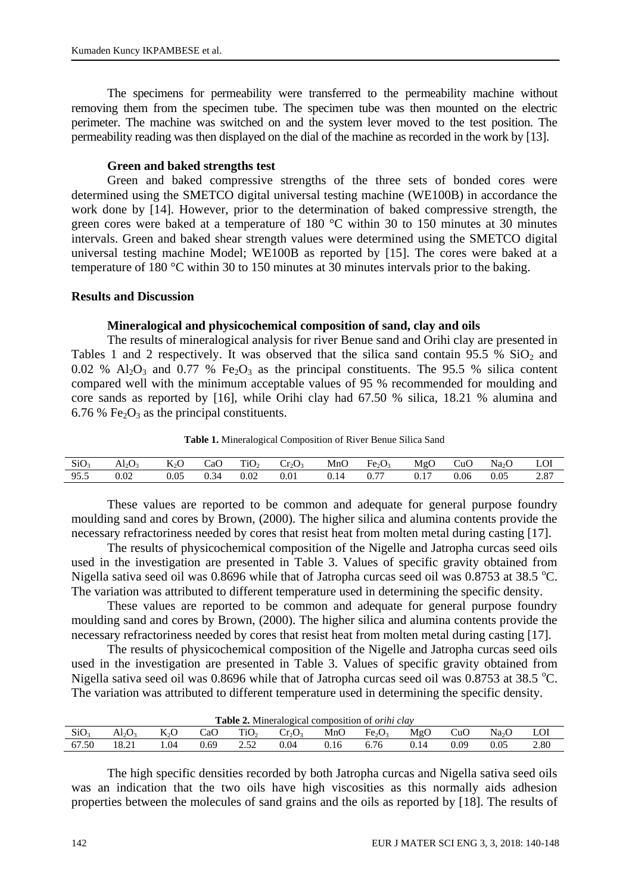The specimens for permeability were transferred to the permeability machine without removing them from the specimen tube. The specimen tube was then mounted on the electric perimeter. The machine was switched on and the system lever moved to the test position. The permeability reading was then displayed on the dial of the machine as recorded in the work by [13].

### Green and baked strengths test

Green and baked compressive strengths of the three sets of bonded cores were determined using the SMETCO digital universal testing machine (WE100B) in accordance the work done by [14]. However, prior to the determination of baked compressive strength, the green cores were baked at a temperature of 180 °C within 30 to 150 minutes at 30 minutes intervals. Green and baked shear strength values were determined using the SMETCO digital universal testing machine Model; WE100B as reported by [15]. The cores were baked at a temperature of 180 °C within 30 to 150 minutes at 30 minutes intervals prior to the baking.

## Results and Discussion

### Mineralogical and physicochemical composition of sand, clay and oils

The results of mineralogical analysis for river Benue sand and Orihi clay are presented in Tables 1 and 2 respectively. It was observed that the silica sand contain 95.5 % $SiO_2$ and 0.02 % $Al_2O_3$ and 0.77 % $Fe_2O_3$ as the principal constituents. The 95.5 % silica content compared well with the minimum acceptable values of 95 % recommended for moulding and core sands as reported by [16], while Orihi clay had 67.50 % silica, 18.21 % alumina and 6.76 % $Fe_2O_3$ as the principal constituents.

**Table 1.** Mineralogical Composition of River Benue Silica Sand

| $SiO_3$ | $Al_2O_3$ | $K_2O$ | CaO | $TiO_2$ | $Cr_2O_3$ | MnO | $Fe_2O_3$ | MgO | CuO | $Na_2O$ | LOI |
|---|---|---|---|---|---|---|---|---|---|---|---|
| 95.5 | 0.02 | 0.05 | 0.34 | 0.02 | 0.01 | 0.14 | 0.77 | 0.17 | 0.06 | 0.05 | 2.87 |

These values are reported to be common and adequate for general purpose foundry moulding sand and cores by Brown, (2000). The higher silica and alumina contents provide the necessary refractoriness needed by cores that resist heat from molten metal during casting [17].

The results of physicochemical composition of the Nigelle and Jatropha curcas seed oils used in the investigation are presented in Table 3. Values of specific gravity obtained from Nigella sativa seed oil was 0.8696 while that of Jatropha curcas seed oil was 0.8753 at 38.5 °C. The variation was attributed to different temperature used in determining the specific density.

These values are reported to be common and adequate for general purpose foundry moulding sand and cores by Brown, (2000). The higher silica and alumina contents provide the necessary refractoriness needed by cores that resist heat from molten metal during casting [17].

The results of physicochemical composition of the Nigelle and Jatropha curcas seed oils used in the investigation are presented in Table 3. Values of specific gravity obtained from Nigella sativa seed oil was 0.8696 while that of Jatropha curcas seed oil was 0.8753 at 38.5 °C. The variation was attributed to different temperature used in determining the specific density.

**Table 2.** Mineralogical composition of *orihi clay*

| $SiO_3$ | $Al_2O_3$ | $K_2O$ | CaO | $TiO_2$ | $Cr_2O_3$ | MnO | $Fe_2O_3$ | MgO | CuO | $Na_2O$ | LOI |
|---|---|---|---|---|---|---|---|---|---|---|---|
| 67.50 | 18.21 | 1.04 | 0.69 | 2.52 | 0.04 | 0.16 | 6.76 | 0.14 | 0.09 | 0.05 | 2.80 |

The high specific densities recorded by both Jatropha curcas and Nigella sativa seed oils was an indication that the two oils have high viscosities as this normally aids adhesion properties between the molecules of sand grains and the oils as reported by [18]. The results of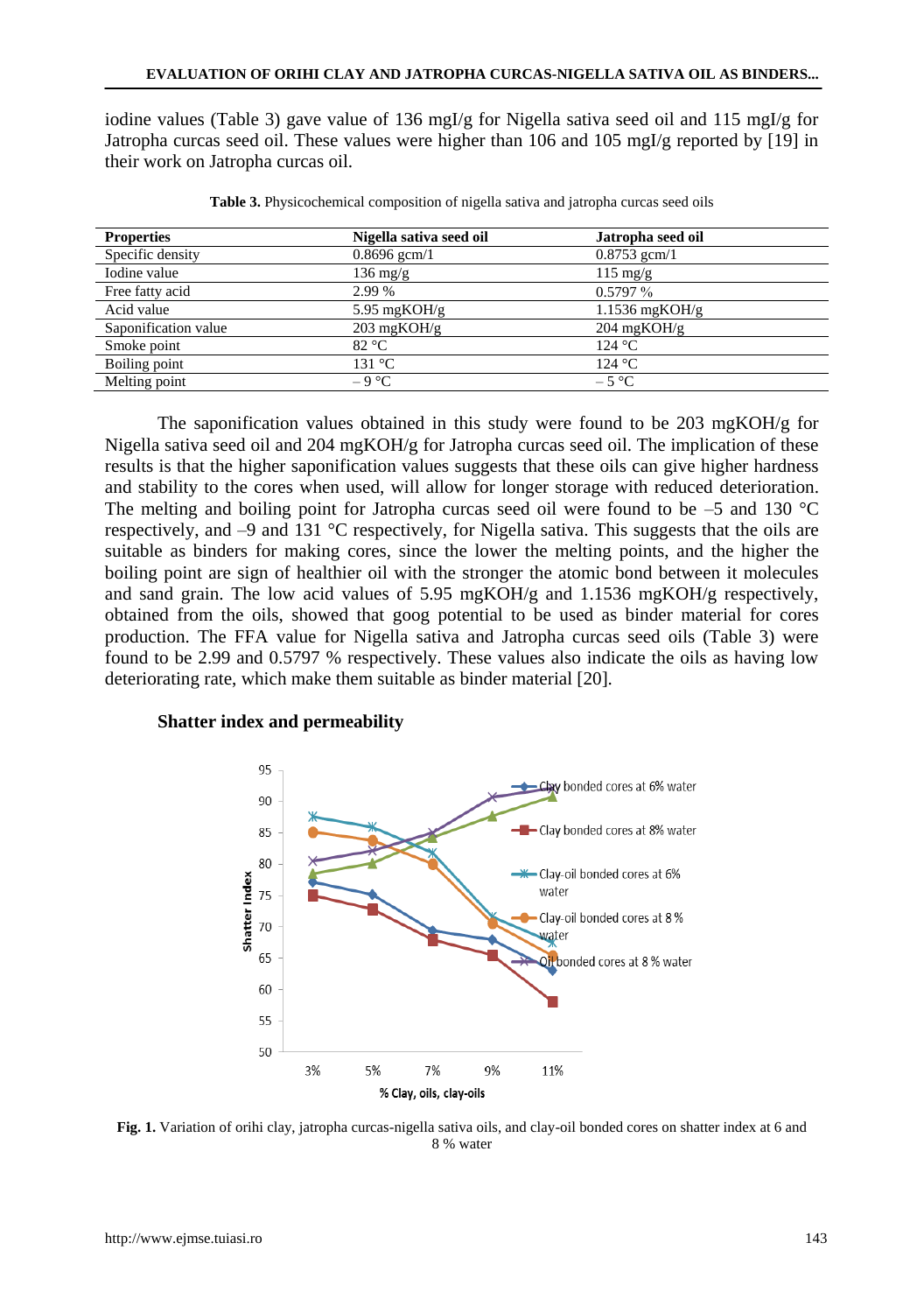iodine values (Table 3) gave value of 136 mgI/g for Nigella sativa seed oil and 115 mgI/g for Jatropha curcas seed oil. These values were higher than 106 and 105 mgI/g reported by [19] in their work on Jatropha curcas oil.

**Table 3.** Physicochemical composition of nigella sativa and jatropha curcas seed oils

| Properties | Nigella sativa seed oil | Jatropha seed oil |
|---|---|---|
| Specific density | 0.8696 gcm/1 | 0.8753 gcm/1 |
| Iodine value | 136 mg/g | 115 mg/g |
| Free fatty acid | 2.99 % | 0.5797 % |
| Acid value | 5.95 mgKOH/g | 1.1536 mgKOH/g |
| Saponification value | 203 mgKOH/g | 204 mgKOH/g |
| Smoke point | 82 °C | 124 °C |
| Boiling point | 131 °C | 124 °C |
| Melting point | – 9 °C | – 5 °C |

The saponification values obtained in this study were found to be 203 mgKOH/g for Nigella sativa seed oil and 204 mgKOH/g for Jatropha curcas seed oil. The implication of these results is that the higher saponification values suggests that these oils can give higher hardness and stability to the cores when used, will allow for longer storage with reduced deterioration. The melting and boiling point for Jatropha curcas seed oil were found to be –5 and 130 °C respectively, and –9 and 131 °C respectively, for Nigella sativa. This suggests that the oils are suitable as binders for making cores, since the lower the melting points, and the higher the boiling point are sign of healthier oil with the stronger the atomic bond between it molecules and sand grain. The low acid values of 5.95 mgKOH/g and 1.1536 mgKOH/g respectively, obtained from the oils, showed that goog potential to be used as binder material for cores production. The FFA value for Nigella sativa and Jatropha curcas seed oils (Table 3) were found to be 2.99 and 0.5797 % respectively. These values also indicate the oils as having low deteriorating rate, which make them suitable as binder material [20].

### Shatter index and permeability

**Fig. 1.** Variation of orihi clay, jatropha curcas-nigella sativa oils, and clay-oil bonded cores on shatter index at 6 and 8 % water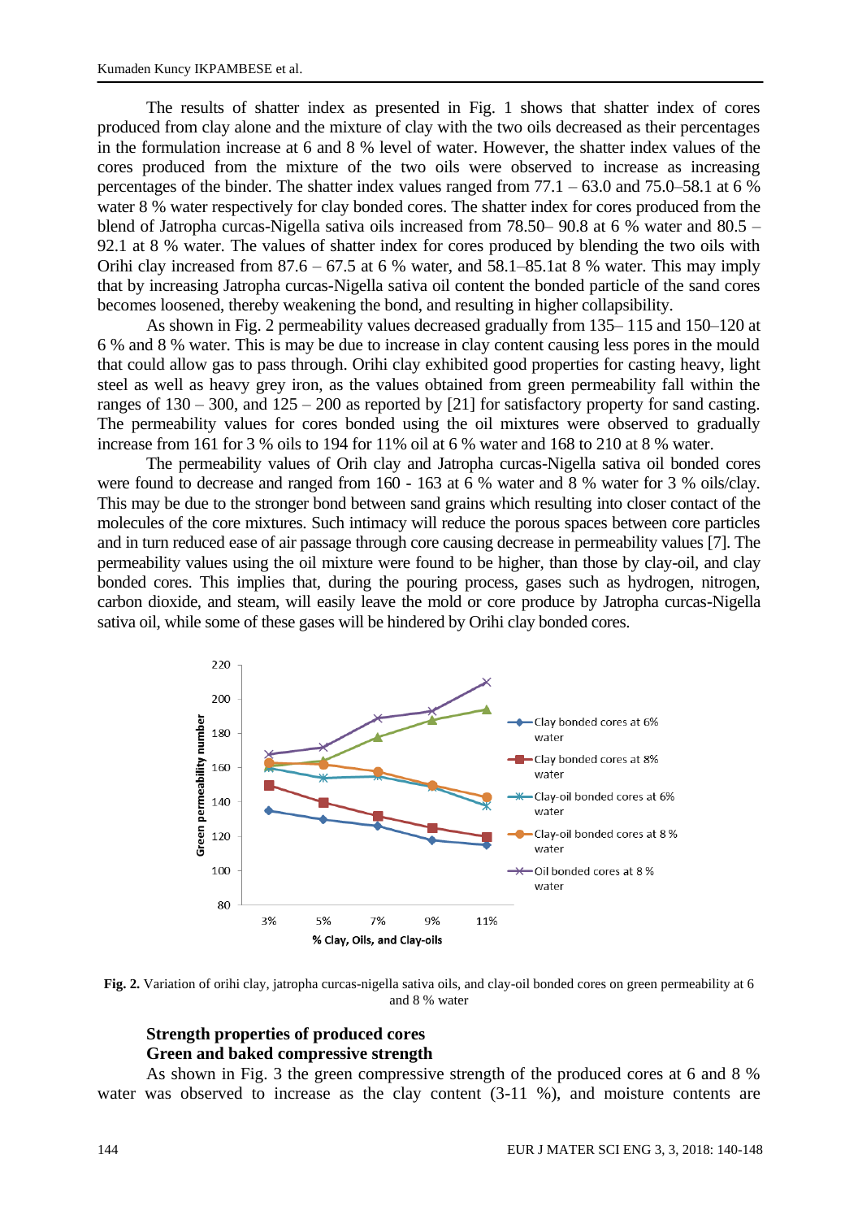The results of shatter index as presented in Fig. 1 shows that shatter index of cores produced from clay alone and the mixture of clay with the two oils decreased as their percentages in the formulation increase at 6 and 8 % level of water. However, the shatter index values of the cores produced from the mixture of the two oils were observed to increase as increasing percentages of the binder. The shatter index values ranged from 77.1 – 63.0 and 75.0–58.1 at 6 % water 8 % water respectively for clay bonded cores. The shatter index for cores produced from the blend of Jatropha curcas-Nigella sativa oils increased from 78.50– 90.8 at 6 % water and 80.5 – 92.1 at 8 % water. The values of shatter index for cores produced by blending the two oils with Orihi clay increased from 87.6 – 67.5 at 6 % water, and 58.1–85.1at 8 % water. This may imply that by increasing Jatropha curcas-Nigella sativa oil content the bonded particle of the sand cores becomes loosened, thereby weakening the bond, and resulting in higher collapsibility.

As shown in Fig. 2 permeability values decreased gradually from 135– 115 and 150–120 at 6 % and 8 % water. This is may be due to increase in clay content causing less pores in the mould that could allow gas to pass through. Orihi clay exhibited good properties for casting heavy, light steel as well as heavy grey iron, as the values obtained from green permeability fall within the ranges of 130 – 300, and 125 – 200 as reported by [21] for satisfactory property for sand casting. The permeability values for cores bonded using the oil mixtures were observed to gradually increase from 161 for 3 % oils to 194 for 11% oil at 6 % water and 168 to 210 at 8 % water.

The permeability values of Orih clay and Jatropha curcas-Nigella sativa oil bonded cores were found to decrease and ranged from 160 - 163 at 6 % water and 8 % water for 3 % oils/clay. This may be due to the stronger bond between sand grains which resulting into closer contact of the molecules of the core mixtures. Such intimacy will reduce the porous spaces between core particles and in turn reduced ease of air passage through core causing decrease in permeability values [7]. The permeability values using the oil mixture were found to be higher, than those by clay-oil, and clay bonded cores. This implies that, during the pouring process, gases such as hydrogen, nitrogen, carbon dioxide, and steam, will easily leave the mold or core produce by Jatropha curcas-Nigella sativa oil, while some of these gases will be hindered by Orihi clay bonded cores.

**Fig. 2.** Variation of orihi clay, jatropha curcas-nigella sativa oils, and clay-oil bonded cores on green permeability at 6 and 8 % water

### Strength properties of produced cores

### Green and baked compressive strength

As shown in Fig. 3 the green compressive strength of the produced cores at 6 and 8 % water was observed to increase as the clay content (3-11 %), and moisture contents are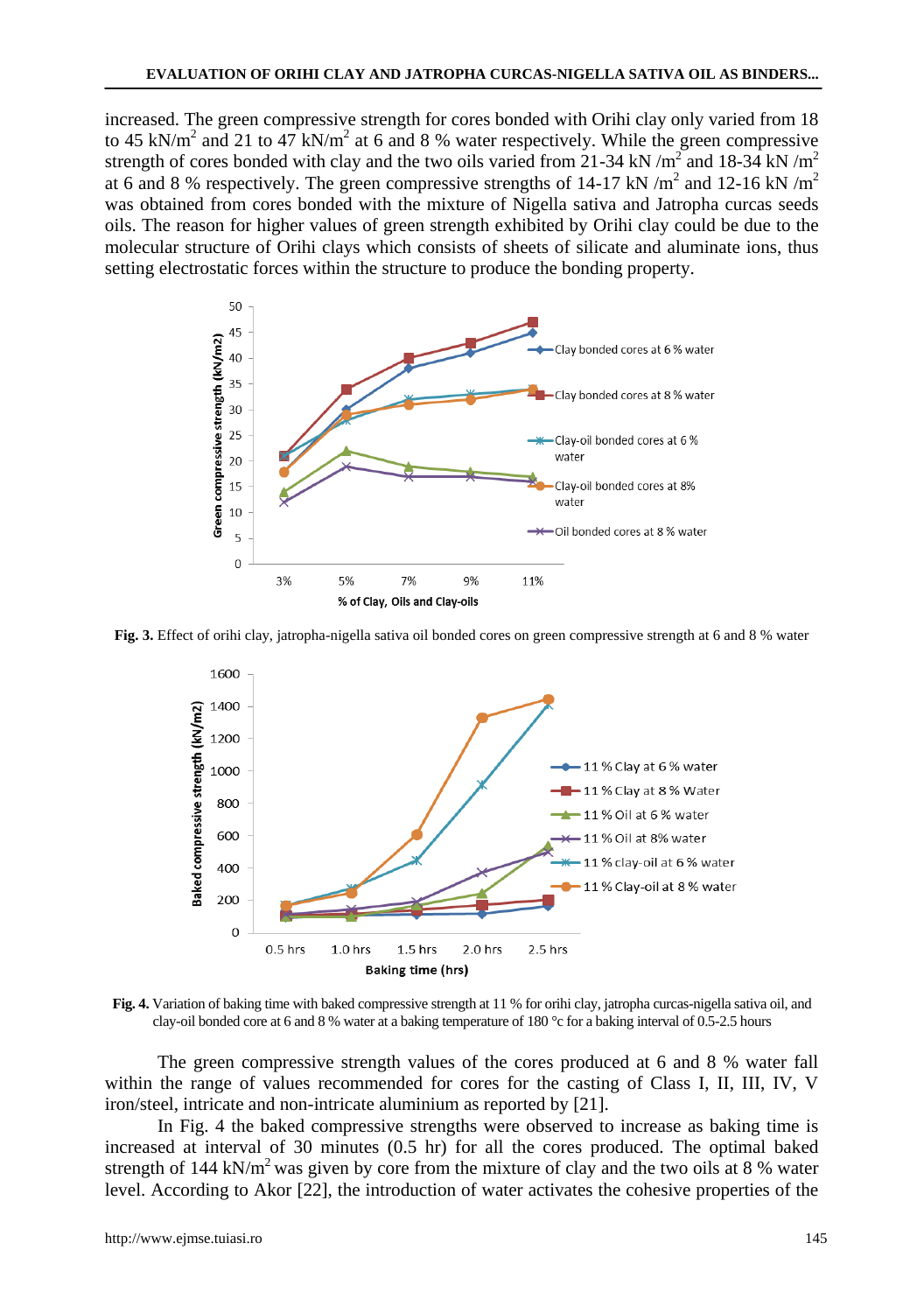increased. The green compressive strength for cores bonded with Orihi clay only varied from 18 to 45 kN/m$^2$ and 21 to 47 kN/m$^2$ at 6 and 8 % water respectively. While the green compressive strength of cores bonded with clay and the two oils varied from 21-34 kN /m$^2$ and 18-34 kN /m$^2$ at 6 and 8 % respectively. The green compressive strengths of 14-17 kN /m$^2$ and 12-16 kN /m$^2$ was obtained from cores bonded with the mixture of Nigella sativa and Jatropha curcas seeds oils. The reason for higher values of green strength exhibited by Orihi clay could be due to the molecular structure of Orihi clays which consists of sheets of silicate and aluminate ions, thus setting electrostatic forces within the structure to produce the bonding property.

**Fig. 3.** Effect of orihi clay, jatropha-nigella sativa oil bonded cores on green compressive strength at 6 and 8 % water

**Fig. 4.** Variation of baking time with baked compressive strength at 11 % for orihi clay, jatropha curcas-nigella sativa oil, and clay-oil bonded core at 6 and 8 % water at a baking temperature of 180 °c for a baking interval of 0.5-2.5 hours

The green compressive strength values of the cores produced at 6 and 8 % water fall within the range of values recommended for cores for the casting of Class I, II, III, IV, V iron/steel, intricate and non-intricate aluminium as reported by [21].

In Fig. 4 the baked compressive strengths were observed to increase as baking time is increased at interval of 30 minutes (0.5 hr) for all the cores produced. The optimal baked strength of 144 kN/m$^2$ was given by core from the mixture of clay and the two oils at 8 % water level. According to Akor [22], the introduction of water activates the cohesive properties of the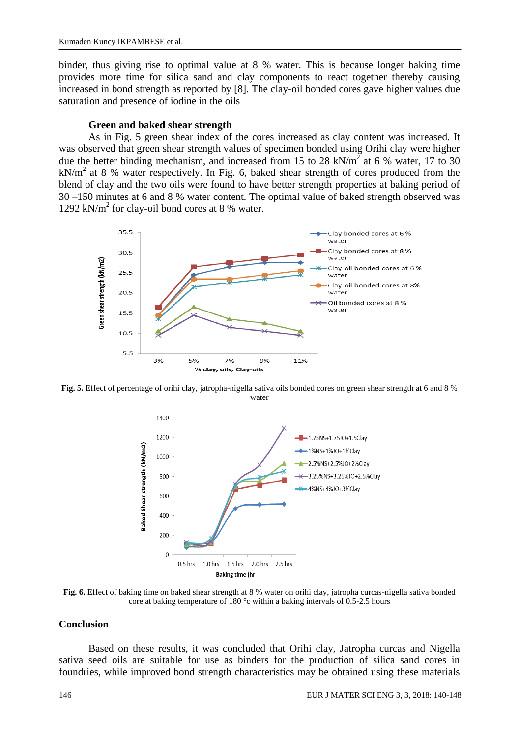binder, thus giving rise to optimal value at 8 % water. This is because longer baking time provides more time for silica sand and clay components to react together thereby causing increased in bond strength as reported by [8]. The clay-oil bonded cores gave higher values due saturation and presence of iodine in the oils

### Green and baked shear strength

As in Fig. 5 green shear index of the cores increased as clay content was increased. It was observed that green shear strength values of specimen bonded using Orihi clay were higher due the better binding mechanism, and increased from 15 to 28 kN/m$^2$ at 6 % water, 17 to 30 kN/m$^2$ at 8 % water respectively. In Fig. 6, baked shear strength of cores produced from the blend of clay and the two oils were found to have better strength properties at baking period of 30 –150 minutes at 6 and 8 % water content. The optimal value of baked strength observed was 1292 kN/m$^2$ for clay-oil bond cores at 8 % water.

**Fig. 5.** Effect of percentage of orihi clay, jatropha-nigella sativa oils bonded cores on green shear strength at 6 and 8 % water

**Fig. 6.** Effect of baking time on baked shear strength at 8 % water on orihi clay, jatropha curcas-nigella sativa bonded core at baking temperature of 180 °c within a baking intervals of 0.5-2.5 hours

## Conclusion

Based on these results, it was concluded that Orihi clay, Jatropha curcas and Nigella sativa seed oils are suitable for use as binders for the production of silica sand cores in foundries, while improved bond strength characteristics may be obtained using these materials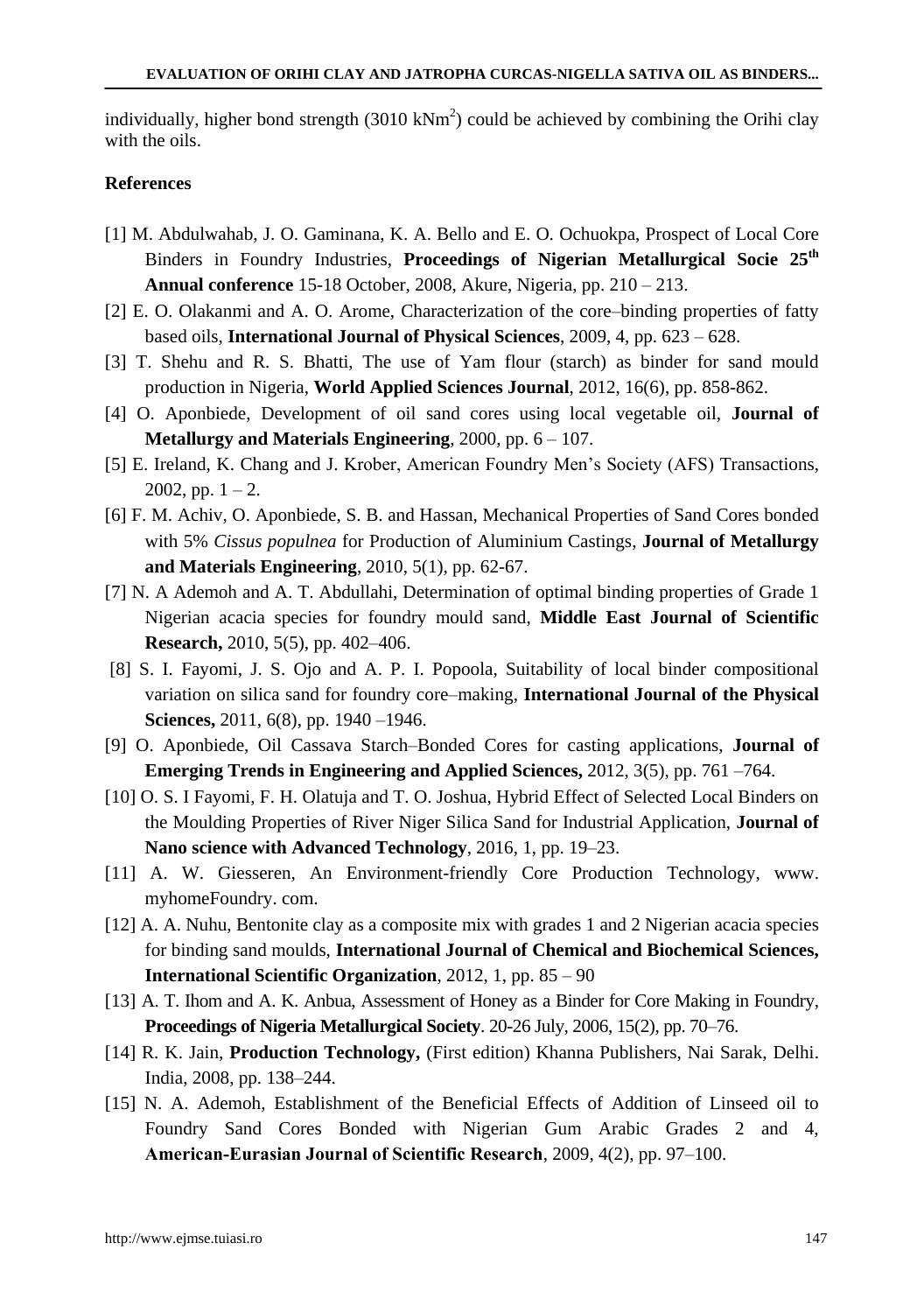individually, higher bond strength (3010 $kNm^2$) could be achieved by combining the Orihi clay with the oils.

## References

[1] M. Abdulwahab, J. O. Gaminana, K. A. Bello and E. O. Ochuokpa, Prospect of Local Core Binders in Foundry Industries, **Proceedings of Nigerian Metallurgical Socie 25th Annual conference** 15-18 October, 2008, Akure, Nigeria, pp. 210 – 213.

[2] E. O. Olakanmi and A. O. Arome, Characterization of the core–binding properties of fatty based oils, **International Journal of Physical Sciences**, 2009, 4, pp. 623 – 628.

[3] T. Shehu and R. S. Bhatti, The use of Yam flour (starch) as binder for sand mould production in Nigeria, **World Applied Sciences Journal**, 2012, 16(6), pp. 858-862.

[4] O. Aponbiede, Development of oil sand cores using local vegetable oil, **Journal of Metallurgy and Materials Engineering**, 2000, pp. 6 – 107.

[5] E. Ireland, K. Chang and J. Krober, American Foundry Men's Society (AFS) Transactions, 2002, pp. 1 – 2.

[6] F. M. Achiv, O. Aponbiede, S. B. and Hassan, Mechanical Properties of Sand Cores bonded with 5% *Cissus populnea* for Production of Aluminium Castings, **Journal of Metallurgy and Materials Engineering**, 2010, 5(1), pp. 62-67.

[7] N. A Ademoh and A. T. Abdullahi, Determination of optimal binding properties of Grade 1 Nigerian acacia species for foundry mould sand, **Middle East Journal of Scientific Research,** 2010, 5(5), pp. 402–406.

[8] S. I. Fayomi, J. S. Ojo and A. P. I. Popoola, Suitability of local binder compositional variation on silica sand for foundry core–making, **International Journal of the Physical Sciences,** 2011, 6(8), pp. 1940 –1946.

[9] O. Aponbiede, Oil Cassava Starch–Bonded Cores for casting applications, **Journal of Emerging Trends in Engineering and Applied Sciences,** 2012, 3(5), pp. 761 –764.

[10] O. S. I Fayomi, F. H. Olatuja and T. O. Joshua, Hybrid Effect of Selected Local Binders on the Moulding Properties of River Niger Silica Sand for Industrial Application, **Journal of Nano science with Advanced Technology**, 2016, 1, pp. 19–23.

[11] A. W. Giesseren, An Environment-friendly Core Production Technology, www. myhomeFoundry. com.

[12] A. A. Nuhu, Bentonite clay as a composite mix with grades 1 and 2 Nigerian acacia species for binding sand moulds, **International Journal of Chemical and Biochemical Sciences, International Scientific Organization**, 2012, 1, pp. 85 – 90

[13] A. T. Ihom and A. K. Anbua, Assessment of Honey as a Binder for Core Making in Foundry, **Proceedings of Nigeria Metallurgical Society**. 20-26 July, 2006, 15(2), pp. 70–76.

[14] R. K. Jain, **Production Technology,** (First edition) Khanna Publishers, Nai Sarak, Delhi. India, 2008, pp. 138–244.

[15] N. A. Ademoh, Establishment of the Beneficial Effects of Addition of Linseed oil to Foundry Sand Cores Bonded with Nigerian Gum Arabic Grades 2 and 4, **American-Eurasian Journal of Scientific Research**, 2009, 4(2), pp. 97–100.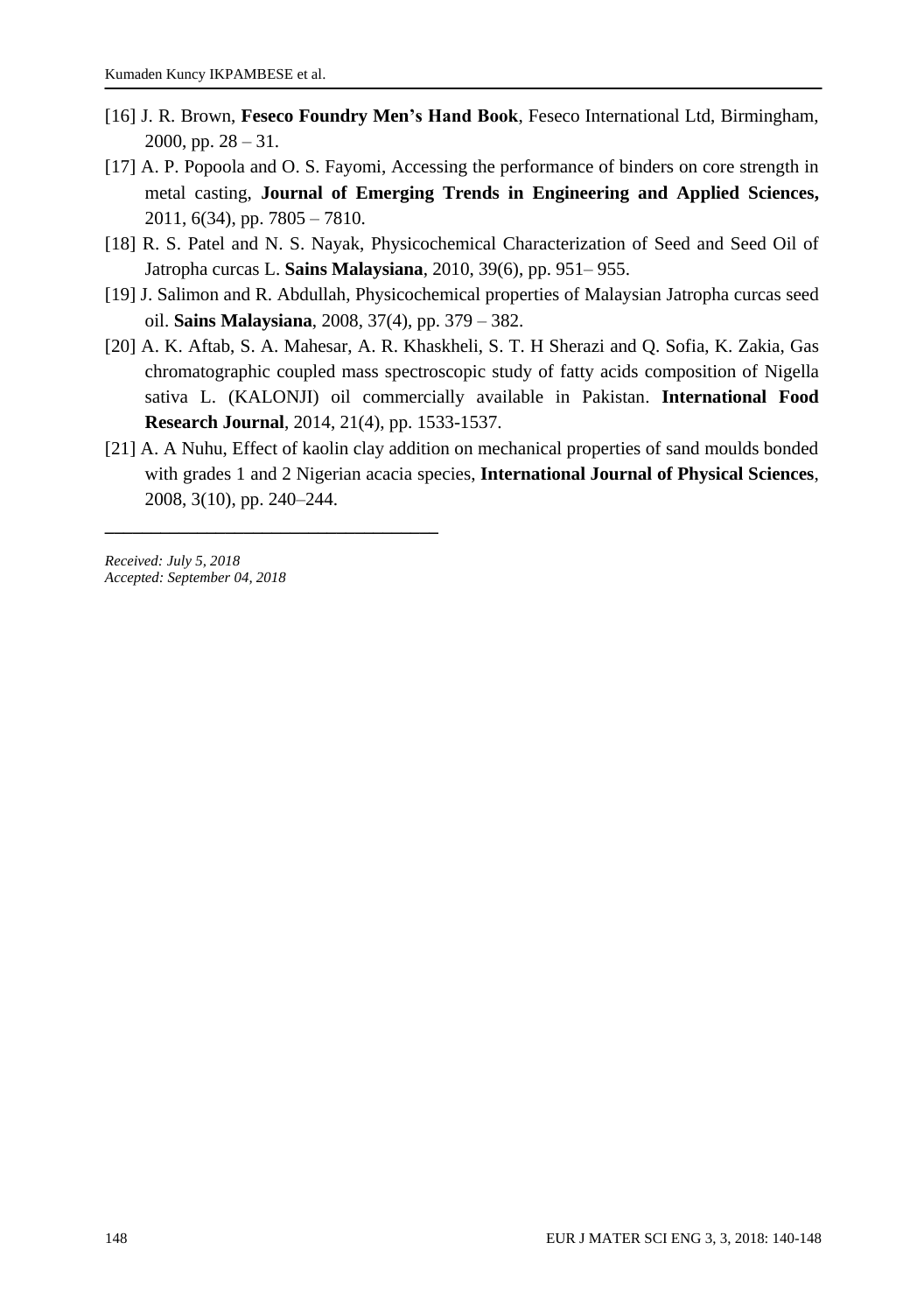[16] J. R. Brown, **Feseco Foundry Men's Hand Book**, Feseco International Ltd, Birmingham, 2000, pp. 28 – 31.

[17] A. P. Popoola and O. S. Fayomi, Accessing the performance of binders on core strength in metal casting, **Journal of Emerging Trends in Engineering and Applied Sciences,** 2011, 6(34), pp. 7805 – 7810.

[18] R. S. Patel and N. S. Nayak, Physicochemical Characterization of Seed and Seed Oil of Jatropha curcas L. **Sains Malaysiana**, 2010, 39(6), pp. 951– 955.

[19] J. Salimon and R. Abdullah, Physicochemical properties of Malaysian Jatropha curcas seed oil. **Sains Malaysiana**, 2008, 37(4), pp. 379 – 382.

[20] A. K. Aftab, S. A. Mahesar, A. R. Khaskheli, S. T. H Sherazi and Q. Sofia, K. Zakia, Gas chromatographic coupled mass spectroscopic study of fatty acids composition of Nigella sativa L. (KALONJI) oil commercially available in Pakistan. **International Food Research Journal**, 2014, 21(4), pp. 1533-1537.

[21] A. A Nuhu, Effect of kaolin clay addition on mechanical properties of sand moulds bonded with grades 1 and 2 Nigerian acacia species, **International Journal of Physical Sciences**, 2008, 3(10), pp. 240–244.

---

*Received: July 5, 2018*
*Accepted: September 04, 2018*